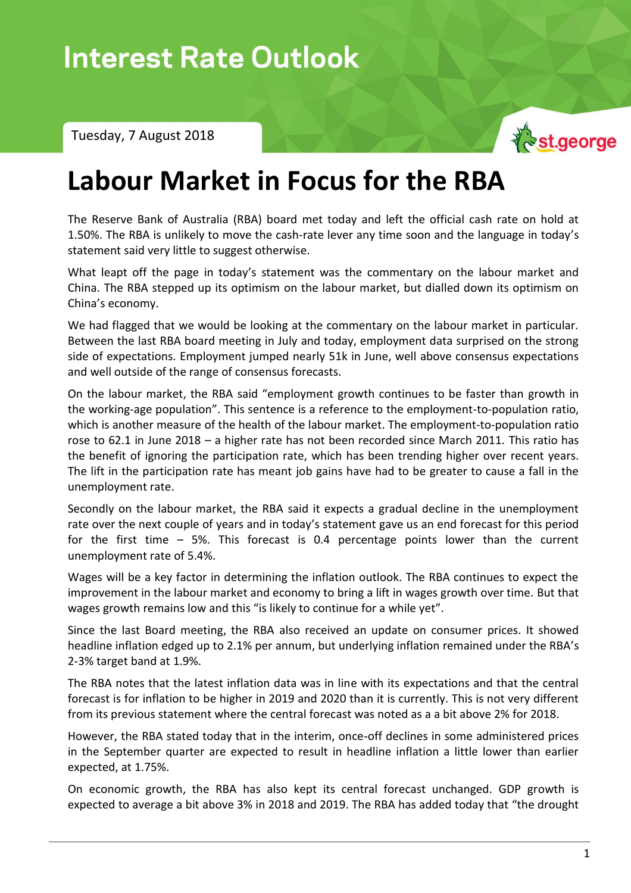# Interest Rate Outlook

Tuesday, 7 August 2018

## Labour Market in Focus for the RBA

The Reserve Bank of Australia (RBA) board met today and left the official cash rate on hold at 1.50%. The RBA is unlikely to move the cash-rate lever any time soon and the language in today's statement said very little to suggest otherwise.

What leapt off the page in today's statement was the commentary on the labour market and China. The RBA stepped up its optimism on the labour market, but dialled down its optimism on China's economy.

We had flagged that we would be looking at the commentary on the labour market in particular. Between the last RBA board meeting in July and today, employment data surprised on the strong side of expectations. Employment jumped nearly 51k in June, well above consensus expectations and well outside of the range of consensus forecasts.

On the labour market, the RBA said "employment growth continues to be faster than growth in the working-age population". This sentence is a reference to the employment-to-population ratio, which is another measure of the health of the labour market. The employment-to-population ratio rose to 62.1 in June 2018 – a higher rate has not been recorded since March 2011. This ratio has the benefit of ignoring the participation rate, which has been trending higher over recent years. The lift in the participation rate has meant job gains have had to be greater to cause a fall in the unemployment rate.

Secondly on the labour market, the RBA said it expects a gradual decline in the unemployment rate over the next couple of years and in today's statement gave us an end forecast for this period for the first time – 5%. This forecast is 0.4 percentage points lower than the current unemployment rate of 5.4%.

Wages will be a key factor in determining the inflation outlook. The RBA continues to expect the improvement in the labour market and economy to bring a lift in wages growth over time. But that wages growth remains low and this "is likely to continue for a while yet".

Since the last Board meeting, the RBA also received an update on consumer prices. It showed headline inflation edged up to 2.1% per annum, but underlying inflation remained under the RBA's 2-3% target band at 1.9%.

The RBA notes that the latest inflation data was in line with its expectations and that the central forecast is for inflation to be higher in 2019 and 2020 than it is currently. This is not very different from its previous statement where the central forecast was noted as a a bit above 2% for 2018.

However, the RBA stated today that in the interim, once-off declines in some administered prices in the September quarter are expected to result in headline inflation a little lower than earlier expected, at 1.75%.

On economic growth, the RBA has also kept its central forecast unchanged. GDP growth is expected to average a bit above 3% in 2018 and 2019. The RBA has added today that "the drought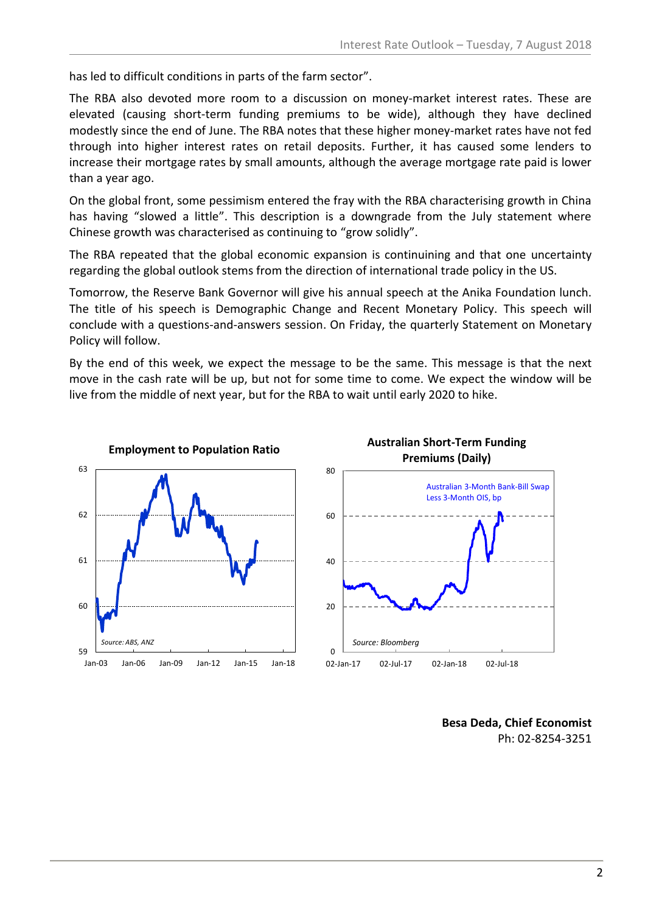has led to difficult conditions in parts of the farm sector".

The RBA also devoted more room to a discussion on money-market interest rates. These are elevated (causing short-term funding premiums to be wide), although they have declined modestly since the end of June. The RBA notes that these higher money-market rates have not fed through into higher interest rates on retail deposits. Further, it has caused some lenders to increase their mortgage rates by small amounts, although the average mortgage rate paid is lower than a year ago.

On the global front, some pessimism entered the fray with the RBA characterising growth in China has having "slowed a little". This description is a downgrade from the July statement where Chinese growth was characterised as continuing to "grow solidly".

The RBA repeated that the global economic expansion is continuining and that one uncertainty regarding the global outlook stems from the direction of international trade policy in the US.

Tomorrow, the Reserve Bank Governor will give his annual speech at the Anika Foundation lunch. The title of his speech is Demographic Change and Recent Monetary Policy. This speech will conclude with a questions-and-answers session. On Friday, the quarterly Statement on Monetary Policy will follow.

By the end of this week, we expect the message to be the same. This message is that the next move in the cash rate will be up, but not for some time to come. We expect the window will be live from the middle of next year, but for the RBA to wait until early 2020 to hike.

**Employment to Population Ratio**

*Source: ABS, ANZ*

**Australian Short-Term Funding Premiums (Daily)**

Australian 3-Month Bank-Bill Swap Less 3-Month OIS, bp

*Source: Bloomberg*

**Besa Deda, Chief Economist**
Ph: 02-8254-3251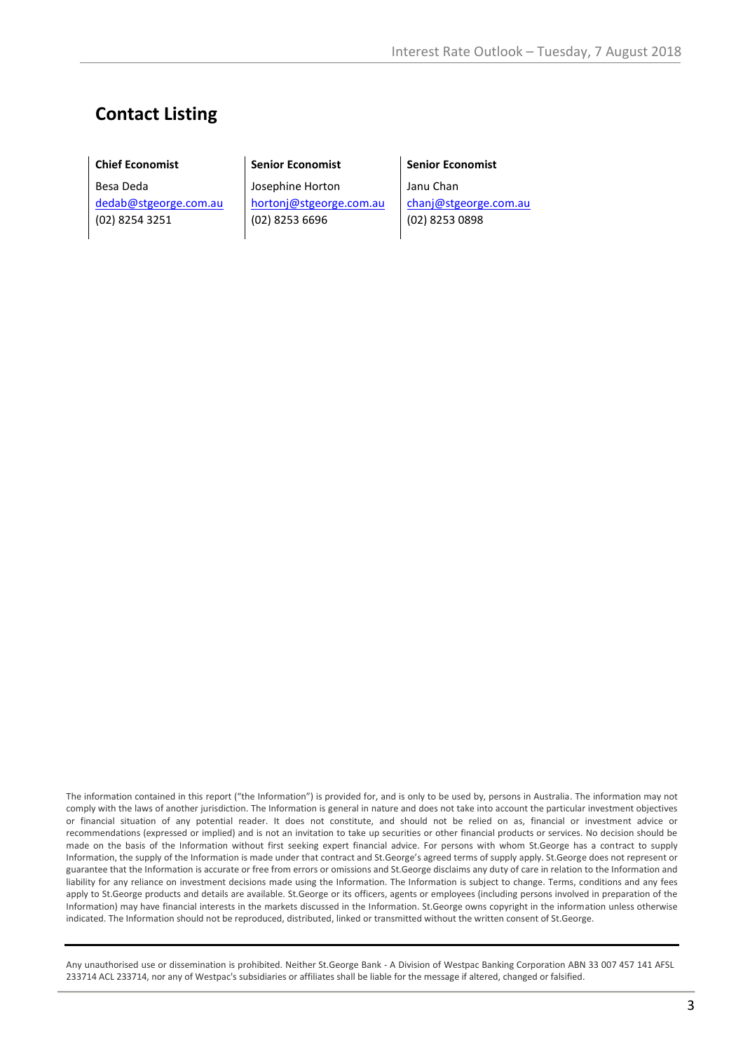## Contact Listing

**Chief Economist**
Besa Deda
dedab@stgeorge.com.au
(02) 8254 3251

**Senior Economist**
Josephine Horton
hortonj@stgeorge.com.au
(02) 8253 6696

**Senior Economist**
Janu Chan
chanj@stgeorge.com.au
(02) 8253 0898

The information contained in this report ("the Information") is provided for, and is only to be used by, persons in Australia. The information may not comply with the laws of another jurisdiction. The Information is general in nature and does not take into account the particular investment objectives or financial situation of any potential reader. It does not constitute, and should not be relied on as, financial or investment advice or recommendations (expressed or implied) and is not an invitation to take up securities or other financial products or services. No decision should be made on the basis of the Information without first seeking expert financial advice. For persons with whom St.George has a contract to supply Information, the supply of the Information is made under that contract and St.George's agreed terms of supply apply. St.George does not represent or guarantee that the Information is accurate or free from errors or omissions and St.George disclaims any duty of care in relation to the Information and liability for any reliance on investment decisions made using the Information. The Information is subject to change. Terms, conditions and any fees apply to St.George products and details are available. St.George or its officers, agents or employees (including persons involved in preparation of the Information) may have financial interests in the markets discussed in the Information. St.George owns copyright in the information unless otherwise indicated. The Information should not be reproduced, distributed, linked or transmitted without the written consent of St.George.

Any unauthorised use or dissemination is prohibited. Neither St.George Bank - A Division of Westpac Banking Corporation ABN 33 007 457 141 AFSL 233714 ACL 233714, nor any of Westpac's subsidiaries or affiliates shall be liable for the message if altered, changed or falsified.